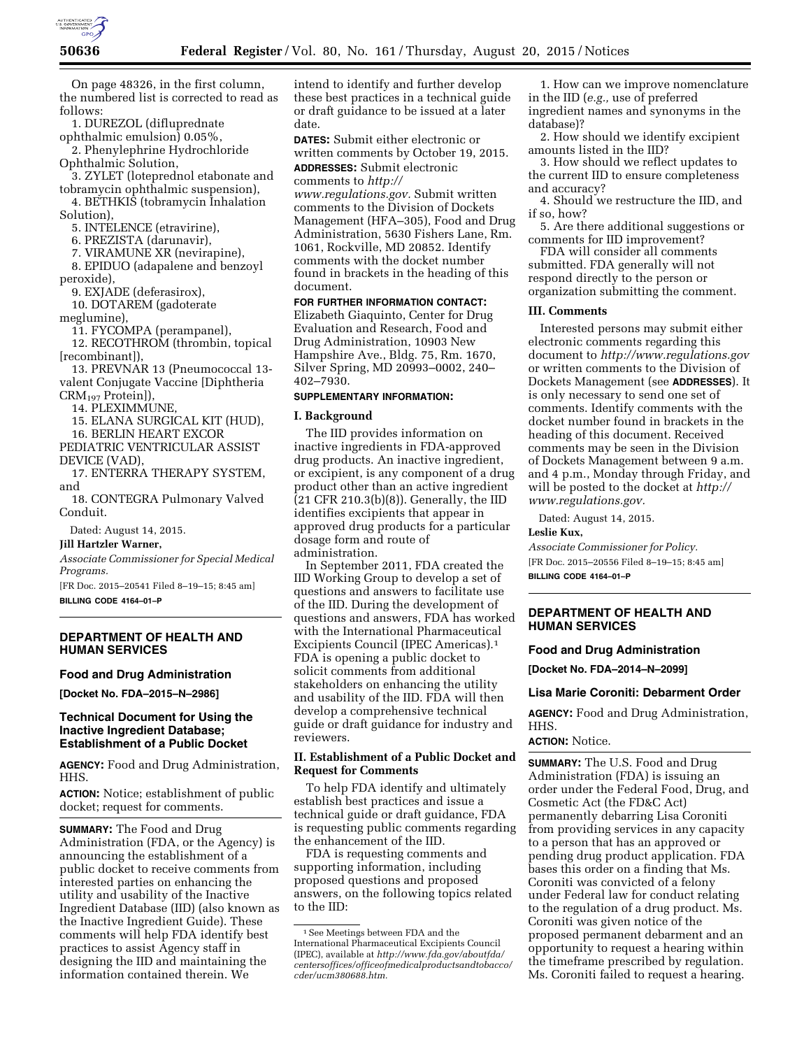On page 48326, in the first column, the numbered list is corrected to read as follows:

1. DUREZOL (difluprednate ophthalmic emulsion) 0.05%,
2. Phenylephrine Hydrochloride Ophthalmic Solution,
3. ZYLET (loteprednol etabonate and tobramycin ophthalmic suspension),
4. BETHKIS (tobramycin Inhalation Solution),
5. INTELENCE (etravirine),
6. PREZISTA (darunavir),
7. VIRAMUNE XR (nevirapine),
8. EPIDUO (adapalene and benzoyl peroxide),
9. EXJADE (deferasirox),
10. DOTAREM (gadoterate meglumine),
11. FYCOMPA (perampanel),
12. RECOTHROM (thrombin, topical [recombinant]),
13. PREVNAR 13 (Pneumococcal 13-valent Conjugate Vaccine [Diphtheria $CRM_{197}$ Protein]),
14. PLEXIMMUNE,
15. ELANA SURGICAL KIT (HUD),
16. BERLIN HEART EXCOR PEDIATRIC VENTRICULAR ASSIST DEVICE (VAD),
17. ENTERRA THERAPY SYSTEM, and
18. CONTEGRA Pulmonary Valved Conduit.

Dated: August 14, 2015.

**Jill Hartzler Warner,**

*Associate Commissioner for Special Medical Programs.*

[FR Doc. 2015–20541 Filed 8–19–15; 8:45 am]

**BILLING CODE 4164–01–P**

---

## DEPARTMENT OF HEALTH AND HUMAN SERVICES

### Food and Drug Administration

**[Docket No. FDA–2015–N–2986]**

### Technical Document for Using the Inactive Ingredient Database; Establishment of a Public Docket

**AGENCY:** Food and Drug Administration, HHS.

**ACTION:** Notice; establishment of public docket; request for comments.

**SUMMARY:** The Food and Drug Administration (FDA, or the Agency) is announcing the establishment of a public docket to receive comments from interested parties on enhancing the utility and usability of the Inactive Ingredient Database (IID) (also known as the Inactive Ingredient Guide). These comments will help FDA identify best practices to assist Agency staff in designing the IID and maintaining the information contained therein. We intend to identify and further develop these best practices in a technical guide or draft guidance to be issued at a later date.

**DATES:** Submit either electronic or written comments by October 19, 2015.

**ADDRESSES:** Submit electronic comments to *http://www.regulations.gov.* Submit written comments to the Division of Dockets Management (HFA–305), Food and Drug Administration, 5630 Fishers Lane, Rm. 1061, Rockville, MD 20852. Identify comments with the docket number found in brackets in the heading of this document.

**FOR FURTHER INFORMATION CONTACT:** Elizabeth Giaquinto, Center for Drug Evaluation and Research, Food and Drug Administration, 10903 New Hampshire Ave., Bldg. 75, Rm. 1670, Silver Spring, MD 20993–0002, 240–402–7930.

**SUPPLEMENTARY INFORMATION:**

#### I. Background

The IID provides information on inactive ingredients in FDA-approved drug products. An inactive ingredient, or excipient, is any component of a drug product other than an active ingredient (21 CFR 210.3(b)(8)). Generally, the IID identifies excipients that appear in approved drug products for a particular dosage form and route of administration.

In September 2011, FDA created the IID Working Group to develop a set of questions and answers to facilitate use of the IID. During the development of questions and answers, FDA has worked with the International Pharmaceutical Excipients Council (IPEC Americas).[1] FDA is opening a public docket to solicit comments from additional stakeholders on enhancing the utility and usability of the IID. FDA will then develop a comprehensive technical guide or draft guidance for industry and reviewers.

#### II. Establishment of a Public Docket and Request for Comments

To help FDA identify and ultimately establish best practices and issue a technical guide or draft guidance, FDA is requesting public comments regarding the enhancement of the IID.

FDA is requesting comments and supporting information, including proposed questions and proposed answers, on the following topics related to the IID:

1. How can we improve nomenclature in the IID (*e.g.,* use of preferred ingredient names and synonyms in the database)?
2. How should we identify excipient amounts listed in the IID?
3. How should we reflect updates to the current IID to ensure completeness and accuracy?
4. Should we restructure the IID, and if so, how?
5. Are there additional suggestions or comments for IID improvement?

FDA will consider all comments submitted. FDA generally will not respond directly to the person or organization submitting the comment.

#### III. Comments

Interested persons may submit either electronic comments regarding this document to *http://www.regulations.gov* or written comments to the Division of Dockets Management (see **ADDRESSES**). It is only necessary to send one set of comments. Identify comments with the docket number found in brackets in the heading of this document. Received comments may be seen in the Division of Dockets Management between 9 a.m. and 4 p.m., Monday through Friday, and will be posted to the docket at *http://www.regulations.gov.*

Dated: August 14, 2015.

**Leslie Kux,**

*Associate Commissioner for Policy.*

[FR Doc. 2015–20556 Filed 8–19–15; 8:45 am]

**BILLING CODE 4164–01–P**

[1] See Meetings between FDA and the International Pharmaceutical Excipients Council (IPEC), available at *http://www.fda.gov/aboutfda/centersoffices/officeofmedicalproductsandtobacco/cder/ucm380688.htm.*

---

## DEPARTMENT OF HEALTH AND HUMAN SERVICES

### Food and Drug Administration

**[Docket No. FDA–2014–N–2099]**

### Lisa Marie Coroniti: Debarment Order

**AGENCY:** Food and Drug Administration, HHS.

**ACTION:** Notice.

**SUMMARY:** The U.S. Food and Drug Administration (FDA) is issuing an order under the Federal Food, Drug, and Cosmetic Act (the FD&C Act) permanently debarring Lisa Coroniti from providing services in any capacity to a person that has an approved or pending drug product application. FDA bases this order on a finding that Ms. Coroniti was convicted of a felony under Federal law for conduct relating to the regulation of a drug product. Ms. Coroniti was given notice of the proposed permanent debarment and an opportunity to request a hearing within the timeframe prescribed by regulation. Ms. Coroniti failed to request a hearing.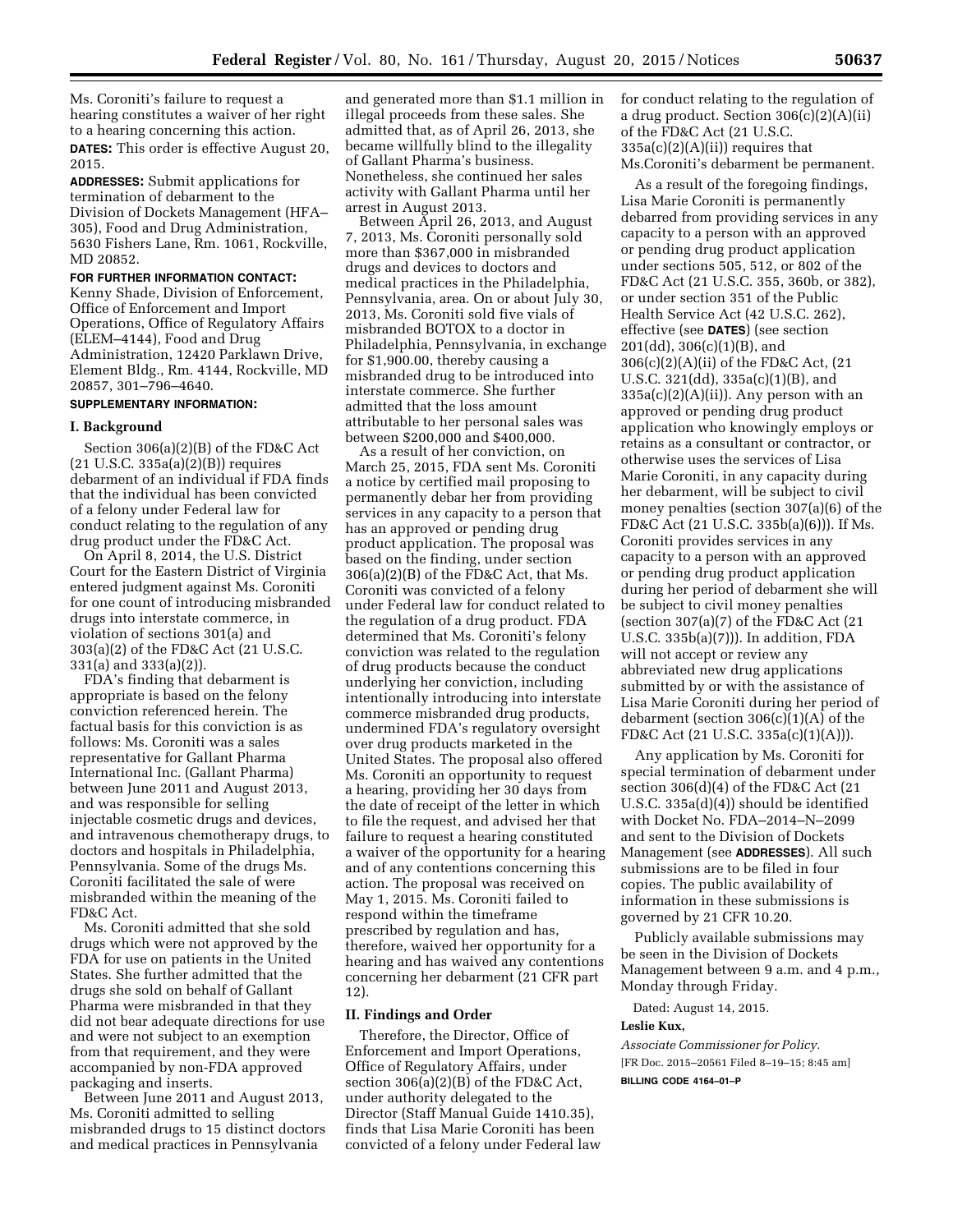Ms. Coroniti's failure to request a hearing constitutes a waiver of her right to a hearing concerning this action.

**DATES:** This order is effective August 20, 2015.

**ADDRESSES:** Submit applications for termination of debarment to the Division of Dockets Management (HFA–305), Food and Drug Administration, 5630 Fishers Lane, Rm. 1061, Rockville, MD 20852.

**FOR FURTHER INFORMATION CONTACT:** Kenny Shade, Division of Enforcement, Office of Enforcement and Import Operations, Office of Regulatory Affairs (ELEM–4144), Food and Drug Administration, 12420 Parklawn Drive, Element Bldg., Rm. 4144, Rockville, MD 20857, 301–796–4640.

**SUPPLEMENTARY INFORMATION:**

## I. Background

Section 306(a)(2)(B) of the FD&C Act (21 U.S.C. 335a(a)(2)(B)) requires debarment of an individual if FDA finds that the individual has been convicted of a felony under Federal law for conduct relating to the regulation of any drug product under the FD&C Act.

On April 8, 2014, the U.S. District Court for the Eastern District of Virginia entered judgment against Ms. Coroniti for one count of introducing misbranded drugs into interstate commerce, in violation of sections 301(a) and 303(a)(2) of the FD&C Act (21 U.S.C. 331(a) and 333(a)(2)).

FDA's finding that debarment is appropriate is based on the felony conviction referenced herein. The factual basis for this conviction is as follows: Ms. Coroniti was a sales representative for Gallant Pharma International Inc. (Gallant Pharma) between June 2011 and August 2013, and was responsible for selling injectable cosmetic drugs and devices, and intravenous chemotherapy drugs, to doctors and hospitals in Philadelphia, Pennsylvania. Some of the drugs Ms. Coroniti facilitated the sale of were misbranded within the meaning of the FD&C Act.

Ms. Coroniti admitted that she sold drugs which were not approved by the FDA for use on patients in the United States. She further admitted that the drugs she sold on behalf of Gallant Pharma were misbranded in that they did not bear adequate directions for use and were not subject to an exemption from that requirement, and they were accompanied by non-FDA approved packaging and inserts.

Between June 2011 and August 2013, Ms. Coroniti admitted to selling misbranded drugs to 15 distinct doctors and medical practices in Pennsylvania and generated more than $1.1 million in illegal proceeds from these sales. She admitted that, as of April 26, 2013, she became willfully blind to the illegality of Gallant Pharma's business. Nonetheless, she continued her sales activity with Gallant Pharma until her arrest in August 2013.

Between April 26, 2013, and August 7, 2013, Ms. Coroniti personally sold more than $367,000 in misbranded drugs and devices to doctors and medical practices in the Philadelphia, Pennsylvania, area. On or about July 30, 2013, Ms. Coroniti sold five vials of misbranded BOTOX to a doctor in Philadelphia, Pennsylvania, in exchange for $1,900.00, thereby causing a misbranded drug to be introduced into interstate commerce. She further admitted that the loss amount attributable to her personal sales was between $200,000 and $400,000.

As a result of her conviction, on March 25, 2015, FDA sent Ms. Coroniti a notice by certified mail proposing to permanently debar her from providing services in any capacity to a person that has an approved or pending drug product application. The proposal was based on the finding, under section 306(a)(2)(B) of the FD&C Act, that Ms. Coroniti was convicted of a felony under Federal law for conduct related to the regulation of a drug product. FDA determined that Ms. Coroniti's felony conviction was related to the regulation of drug products because the conduct underlying her conviction, including intentionally introducing into interstate commerce misbranded drug products, undermined FDA's regulatory oversight over drug products marketed in the United States. The proposal also offered Ms. Coroniti an opportunity to request a hearing, providing her 30 days from the date of receipt of the letter in which to file the request, and advised her that failure to request a hearing constituted a waiver of the opportunity for a hearing and of any contentions concerning this action. The proposal was received on May 1, 2015. Ms. Coroniti failed to respond within the timeframe prescribed by regulation and has, therefore, waived her opportunity for a hearing and has waived any contentions concerning her debarment (21 CFR part 12).

## II. Findings and Order

Therefore, the Director, Office of Enforcement and Import Operations, Office of Regulatory Affairs, under section 306(a)(2)(B) of the FD&C Act, under authority delegated to the Director (Staff Manual Guide 1410.35), finds that Lisa Marie Coroniti has been convicted of a felony under Federal law for conduct relating to the regulation of a drug product. Section 306(c)(2)(A)(ii) of the FD&C Act (21 U.S.C. 335a(c)(2)(A)(ii)) requires that Ms.Coroniti's debarment be permanent.

As a result of the foregoing findings, Lisa Marie Coroniti is permanently debarred from providing services in any capacity to a person with an approved or pending drug product application under sections 505, 512, or 802 of the FD&C Act (21 U.S.C. 355, 360b, or 382), or under section 351 of the Public Health Service Act (42 U.S.C. 262), effective (see **DATES**) (see section 201(dd), 306(c)(1)(B), and 306(c)(2)(A)(ii) of the FD&C Act, (21 U.S.C. 321(dd), 335a(c)(1)(B), and 335a(c)(2)(A)(ii)). Any person with an approved or pending drug product application who knowingly employs or retains as a consultant or contractor, or otherwise uses the services of Lisa Marie Coroniti, in any capacity during her debarment, will be subject to civil money penalties (section 307(a)(6) of the FD&C Act (21 U.S.C. 335b(a)(6))). If Ms. Coroniti provides services in any capacity to a person with an approved or pending drug product application during her period of debarment she will be subject to civil money penalties (section 307(a)(7) of the FD&C Act (21 U.S.C. 335b(a)(7))). In addition, FDA will not accept or review any abbreviated new drug applications submitted by or with the assistance of Lisa Marie Coroniti during her period of debarment (section 306(c)(1)(A) of the FD&C Act (21 U.S.C. 335a(c)(1)(A))).

Any application by Ms. Coroniti for special termination of debarment under section 306(d)(4) of the FD&C Act (21 U.S.C. 335a(d)(4)) should be identified with Docket No. FDA–2014–N–2099 and sent to the Division of Dockets Management (see **ADDRESSES**). All such submissions are to be filed in four copies. The public availability of information in these submissions is governed by 21 CFR 10.20.

Publicly available submissions may be seen in the Division of Dockets Management between 9 a.m. and 4 p.m., Monday through Friday.

Dated: August 14, 2015.

**Leslie Kux,**

*Associate Commissioner for Policy.*

[FR Doc. 2015–20561 Filed 8–19–15; 8:45 am]

**BILLING CODE 4164–01–P**